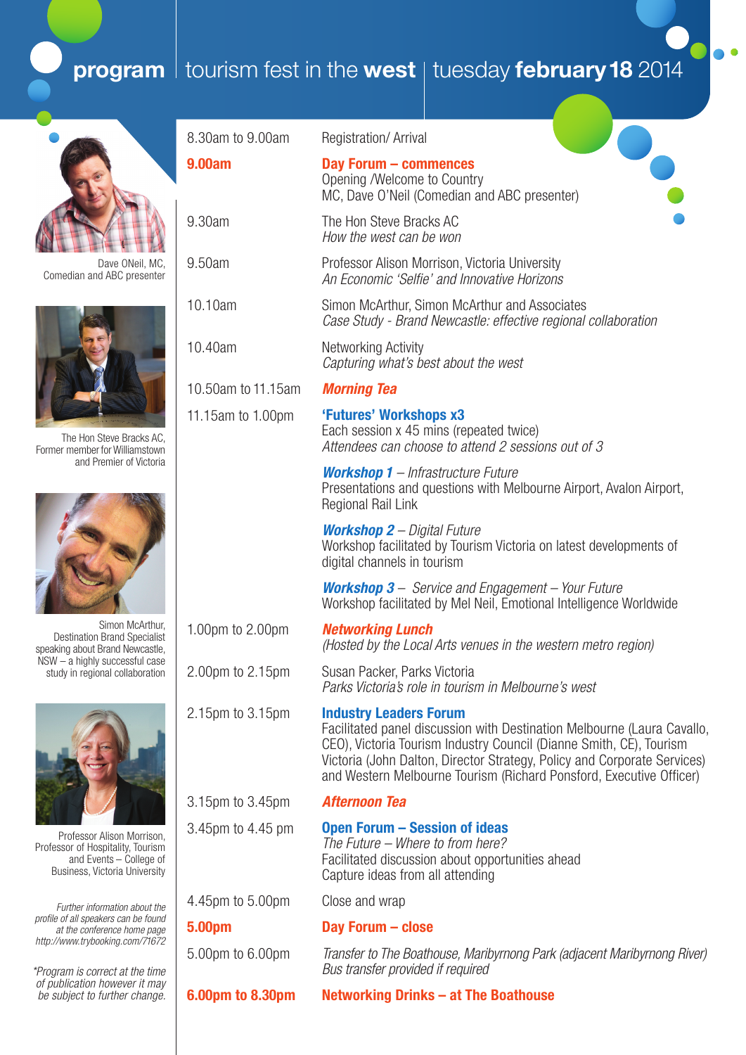# program | tourism fest in the **west** | tuesday **february 18** 2014

Dave ONeil, MC, Comedian and ABC presenter

The Hon Steve Bracks AC, Former member for Williamstown and Premier of Victoria

Simon McArthur, Destination Brand Specialist speaking about Brand Newcastle, NSW – a highly successful case study in regional collaboration

Professor Alison Morrison, Professor of Hospitality, Tourism and Events – College of Business, Victoria University

*Further information about the profile of all speakers can be found at the conference home page http://www.trybooking.com/71672*

*\*Program is correct at the time of publication however it may be subject to further change.*

| Time | Session |
|---|---|
| 8.30am to 9.00am | Registration/ Arrival |
| **9.00am** | **Day Forum – commences**<br>Opening /Welcome to Country<br>MC, Dave O'Neil (Comedian and ABC presenter) |
| 9.30am | The Hon Steve Bracks AC<br>*How the west can be won* |
| 9.50am | Professor Alison Morrison, Victoria University<br>*An Economic 'Selfie' and Innovative Horizons* |
| 10.10am | Simon McArthur, Simon McArthur and Associates<br>*Case Study - Brand Newcastle: effective regional collaboration* |
| 10.40am | Networking Activity<br>*Capturing what's best about the west* |
| 10.50am to 11.15am | ***Morning Tea*** |
| 11.15am to 1.00pm | **'Futures' Workshops x3**<br>Each session x 45 mins (repeated twice)<br>*Attendees can choose to attend 2 sessions out of 3*<br><br>***Workshop 1*** – *Infrastructure Future*<br>Presentations and questions with Melbourne Airport, Avalon Airport, Regional Rail Link<br><br>***Workshop 2*** – *Digital Future*<br>Workshop facilitated by Tourism Victoria on latest developments of digital channels in tourism<br><br>***Workshop 3*** – *Service and Engagement – Your Future*<br>Workshop facilitated by Mel Neil, Emotional Intelligence Worldwide |
| 1.00pm to 2.00pm | ***Networking Lunch***<br>*(Hosted by the Local Arts venues in the western metro region)* |
| 2.00pm to 2.15pm | Susan Packer, Parks Victoria<br>*Parks Victoria's role in tourism in Melbourne's west* |
| 2.15pm to 3.15pm | **Industry Leaders Forum**<br>Facilitated panel discussion with Destination Melbourne (Laura Cavallo, CEO), Victoria Tourism Industry Council (Dianne Smith, CE), Tourism Victoria (John Dalton, Director Strategy, Policy and Corporate Services) and Western Melbourne Tourism (Richard Ponsford, Executive Officer) |
| 3.15pm to 3.45pm | ***Afternoon Tea*** |
| 3.45pm to 4.45 pm | **Open Forum – Session of ideas**<br>*The Future – Where to from here?*<br>Facilitated discussion about opportunities ahead<br>Capture ideas from all attending |
| 4.45pm to 5.00pm | Close and wrap |
| **5.00pm** | **Day Forum – close** |
| 5.00pm to 6.00pm | *Transfer to The Boathouse, Maribyrnong Park (adjacent Maribyrnong River)*<br>*Bus transfer provided if required* |
| **6.00pm to 8.30pm** | **Networking Drinks – at The Boathouse** |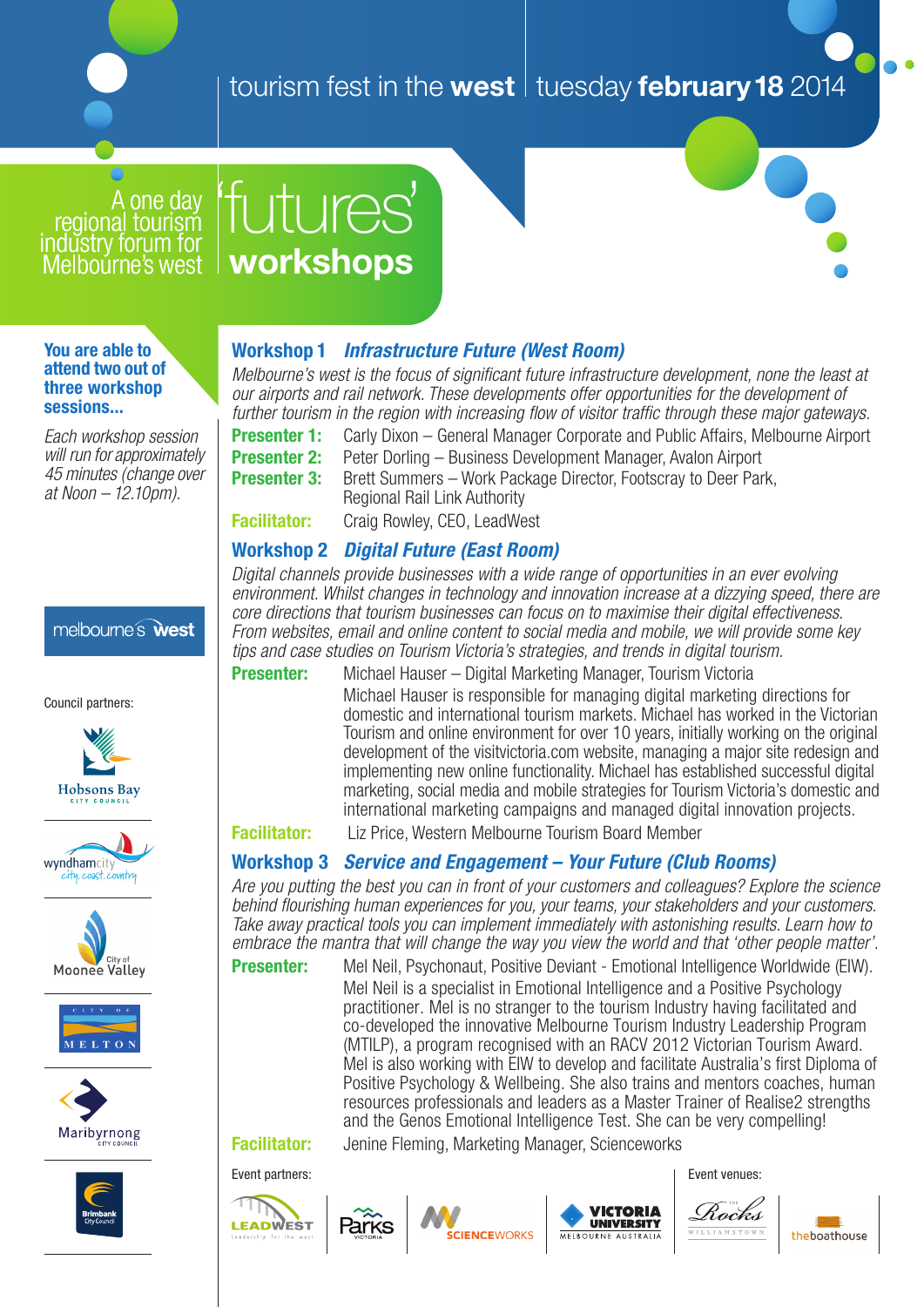tourism fest in the **west** | tuesday **february 18** 2014

A one day regional tourism industry forum for Melbourne's west

# 'futures' workshops

**You are able to attend two out of three workshop sessions...**

*Each workshop session will run for approximately 45 minutes (change over at Noon – 12.10pm).*

## Workshop 1 *Infrastructure Future (West Room)*

*Melbourne's west is the focus of significant future infrastructure development, none the least at our airports and rail network. These developments offer opportunities for the development of further tourism in the region with increasing flow of visitor traffic through these major gateways.*

**Presenter 1:** Carly Dixon – General Manager Corporate and Public Affairs, Melbourne Airport

**Presenter 2:** Peter Dorling – Business Development Manager, Avalon Airport

**Presenter 3:** Brett Summers – Work Package Director, Footscray to Deer Park, Regional Rail Link Authority

**Facilitator:** Craig Rowley, CEO, LeadWest

## Workshop 2 *Digital Future (East Room)*

*Digital channels provide businesses with a wide range of opportunities in an ever evolving environment. Whilst changes in technology and innovation increase at a dizzying speed, there are core directions that tourism businesses can focus on to maximise their digital effectiveness. From websites, email and online content to social media and mobile, we will provide some key tips and case studies on Tourism Victoria's strategies, and trends in digital tourism.*

**Presenter:** Michael Hauser – Digital Marketing Manager, Tourism Victoria

Michael Hauser is responsible for managing digital marketing directions for domestic and international tourism markets. Michael has worked in the Victorian Tourism and online environment for over 10 years, initially working on the original development of the visitvictoria.com website, managing a major site redesign and implementing new online functionality. Michael has established successful digital marketing, social media and mobile strategies for Tourism Victoria's domestic and international marketing campaigns and managed digital innovation projects.

**Facilitator:** Liz Price, Western Melbourne Tourism Board Member

## Workshop 3 *Service and Engagement – Your Future (Club Rooms)*

*Are you putting the best you can in front of your customers and colleagues? Explore the science behind flourishing human experiences for you, your teams, your stakeholders and your customers. Take away practical tools you can implement immediately with astonishing results. Learn how to embrace the mantra that will change the way you view the world and that 'other people matter'.*

**Presenter:** Mel Neil, Psychonaut, Positive Deviant - Emotional Intelligence Worldwide (EIW).

Mel Neil is a specialist in Emotional Intelligence and a Positive Psychology practitioner. Mel is no stranger to the tourism Industry having facilitated and co-developed the innovative Melbourne Tourism Industry Leadership Program (MTILP), a program recognised with an RACV 2012 Victorian Tourism Award. Mel is also working with EIW to develop and facilitate Australia's first Diploma of Positive Psychology & Wellbeing. She also trains and mentors coaches, human resources professionals and leaders as a Master Trainer of Realise2 strengths and the Genos Emotional Intelligence Test. She can be very compelling!

**Facilitator:** Jenine Fleming, Marketing Manager, Scienceworks

melbourne's west

Council partners:

Hobsons Bay City Council

wyndhamcity city. coast. country

City of Moonee Valley

City of Melton

Maribyrnong City Council

Brimbank City Council

Event partners:

LeadWest leadership for the west

Parks Victoria

Scienceworks

Victoria University Melbourne Australia

Event venues:

The Rocks Williamstown

theboathouse